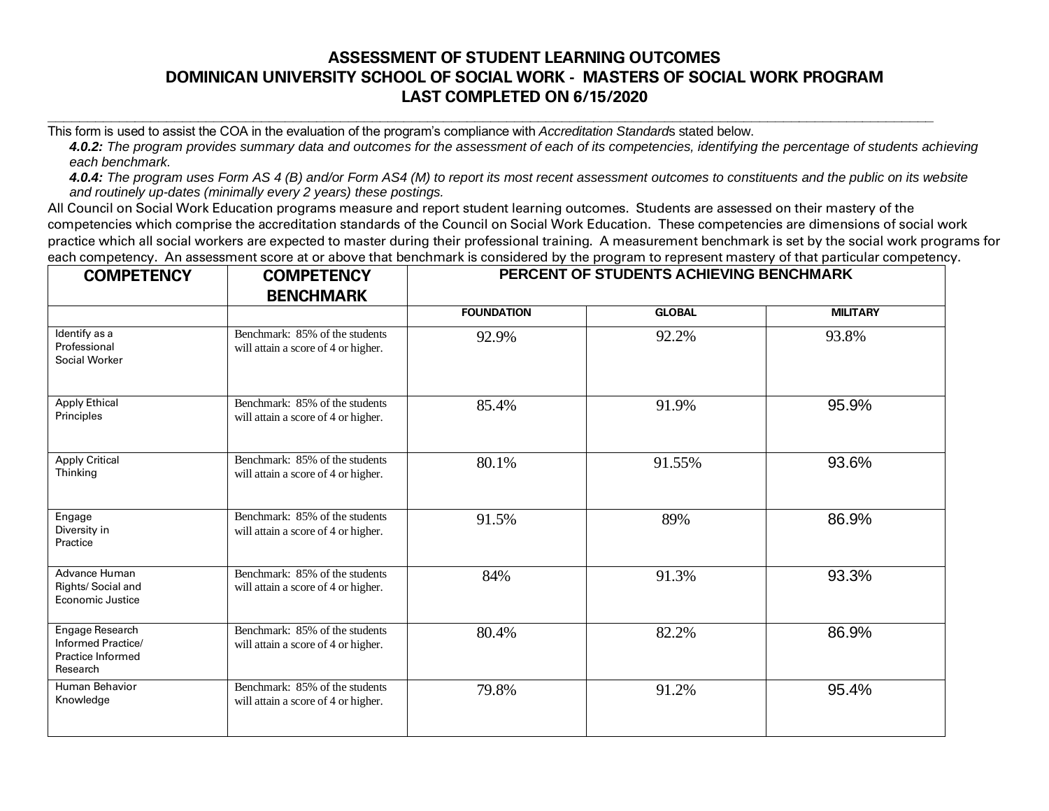# ASSESSMENT OF STUDENT LEARNING OUTCOMES
# DOMINICAN UNIVERSITY SCHOOL OF SOCIAL WORK - MASTERS OF SOCIAL WORK PROGRAM
# LAST COMPLETED ON 6/15/2020

This form is used to assist the COA in the evaluation of the program's compliance with *Accreditation Standards* stated below.

***4.0.2:*** *The program provides summary data and outcomes for the assessment of each of its competencies, identifying the percentage of students achieving each benchmark.*

***4.0.4:*** *The program uses Form AS 4 (B) and/or Form AS4 (M) to report its most recent assessment outcomes to constituents and the public on its website and routinely up-dates (minimally every 2 years) these postings.*

All Council on Social Work Education programs measure and report student learning outcomes. Students are assessed on their mastery of the competencies which comprise the accreditation standards of the Council on Social Work Education. These competencies are dimensions of social work practice which all social workers are expected to master during their professional training. A measurement benchmark is set by the social work programs for each competency. An assessment score at or above that benchmark is considered by the program to represent mastery of that particular competency.

| COMPETENCY | COMPETENCY BENCHMARK | PERCENT OF STUDENTS ACHIEVING BENCHMARK | | |
|---|---|---|---|---|
| | | FOUNDATION | GLOBAL | MILITARY |
| Identify as a Professional Social Worker | Benchmark: 85% of the students will attain a score of 4 or higher. | 92.9% | 92.2% | 93.8% |
| Apply Ethical Principles | Benchmark: 85% of the students will attain a score of 4 or higher. | 85.4% | 91.9% | 95.9% |
| Apply Critical Thinking | Benchmark: 85% of the students will attain a score of 4 or higher. | 80.1% | 91.55% | 93.6% |
| Engage Diversity in Practice | Benchmark: 85% of the students will attain a score of 4 or higher. | 91.5% | 89% | 86.9% |
| Advance Human Rights/ Social and Economic Justice | Benchmark: 85% of the students will attain a score of 4 or higher. | 84% | 91.3% | 93.3% |
| Engage Research Informed Practice/ Practice Informed Research | Benchmark: 85% of the students will attain a score of 4 or higher. | 80.4% | 82.2% | 86.9% |
| Human Behavior Knowledge | Benchmark: 85% of the students will attain a score of 4 or higher. | 79.8% | 91.2% | 95.4% |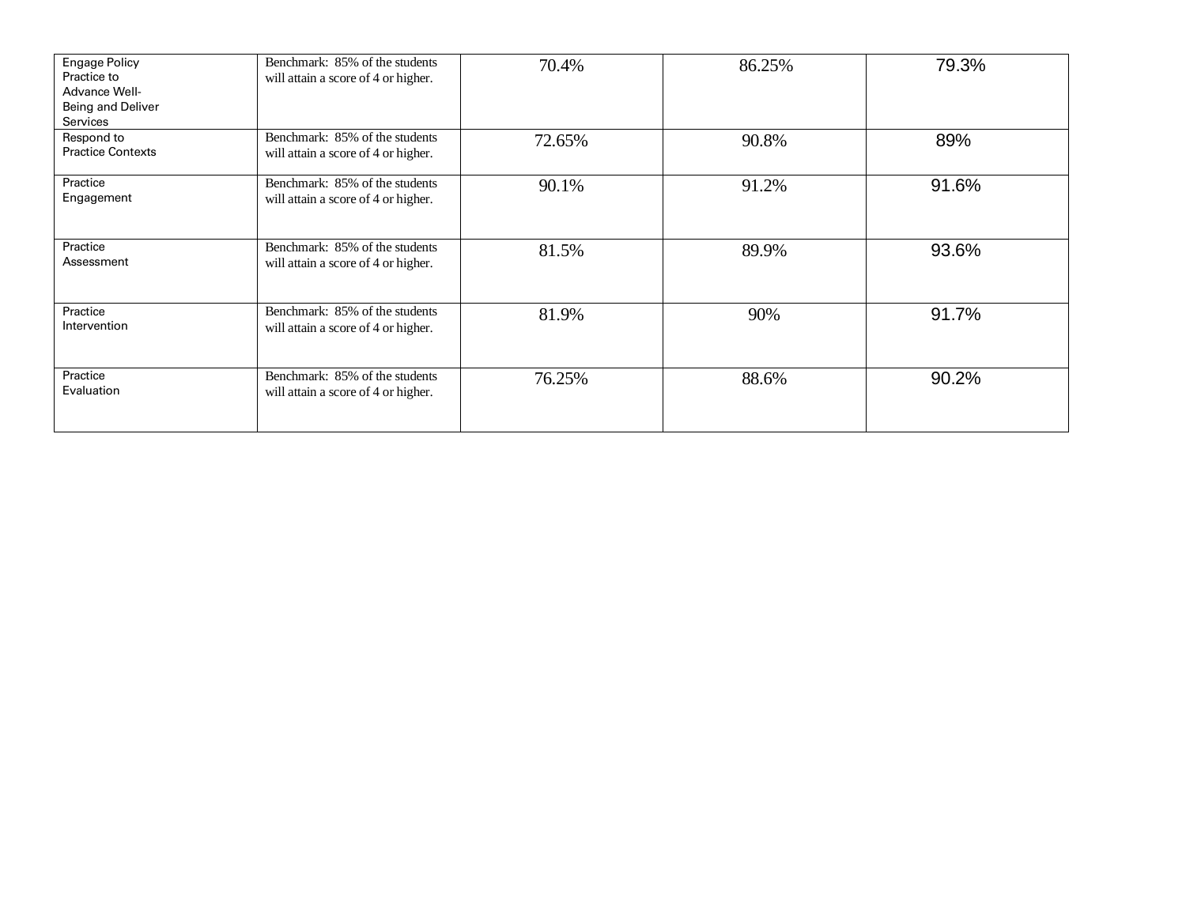| | | | | |
|---|---|---|---|---|
| Engage Policy Practice to Advance Well-Being and Deliver Services | Benchmark: 85% of the students will attain a score of 4 or higher. | 70.4% | 86.25% | 79.3% |
| Respond to Practice Contexts | Benchmark: 85% of the students will attain a score of 4 or higher. | 72.65% | 90.8% | 89% |
| Practice Engagement | Benchmark: 85% of the students will attain a score of 4 or higher. | 90.1% | 91.2% | 91.6% |
| Practice Assessment | Benchmark: 85% of the students will attain a score of 4 or higher. | 81.5% | 89.9% | 93.6% |
| Practice Intervention | Benchmark: 85% of the students will attain a score of 4 or higher. | 81.9% | 90% | 91.7% |
| Practice Evaluation | Benchmark: 85% of the students will attain a score of 4 or higher. | 76.25% | 88.6% | 90.2% |